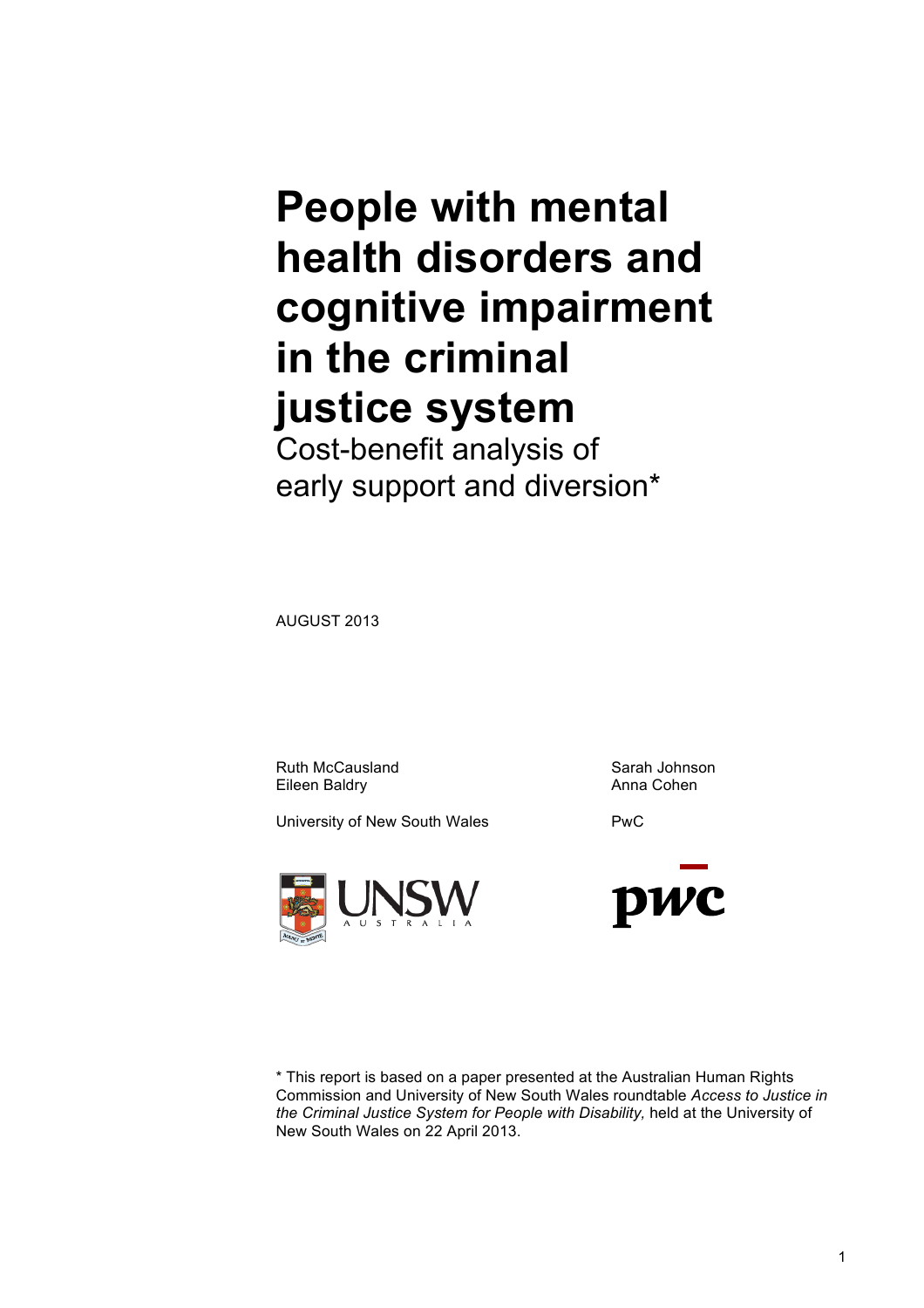# People with mental health disorders and cognitive impairment in the criminal justice system

Cost-benefit analysis of early support and diversion*

AUGUST 2013

Ruth McCausland
Eileen Baldry

University of New South Wales

Sarah Johnson
Anna Cohen

PwC

\* This report is based on a paper presented at the Australian Human Rights Commission and University of New South Wales roundtable *Access to Justice in the Criminal Justice System for People with Disability,* held at the University of New South Wales on 22 April 2013.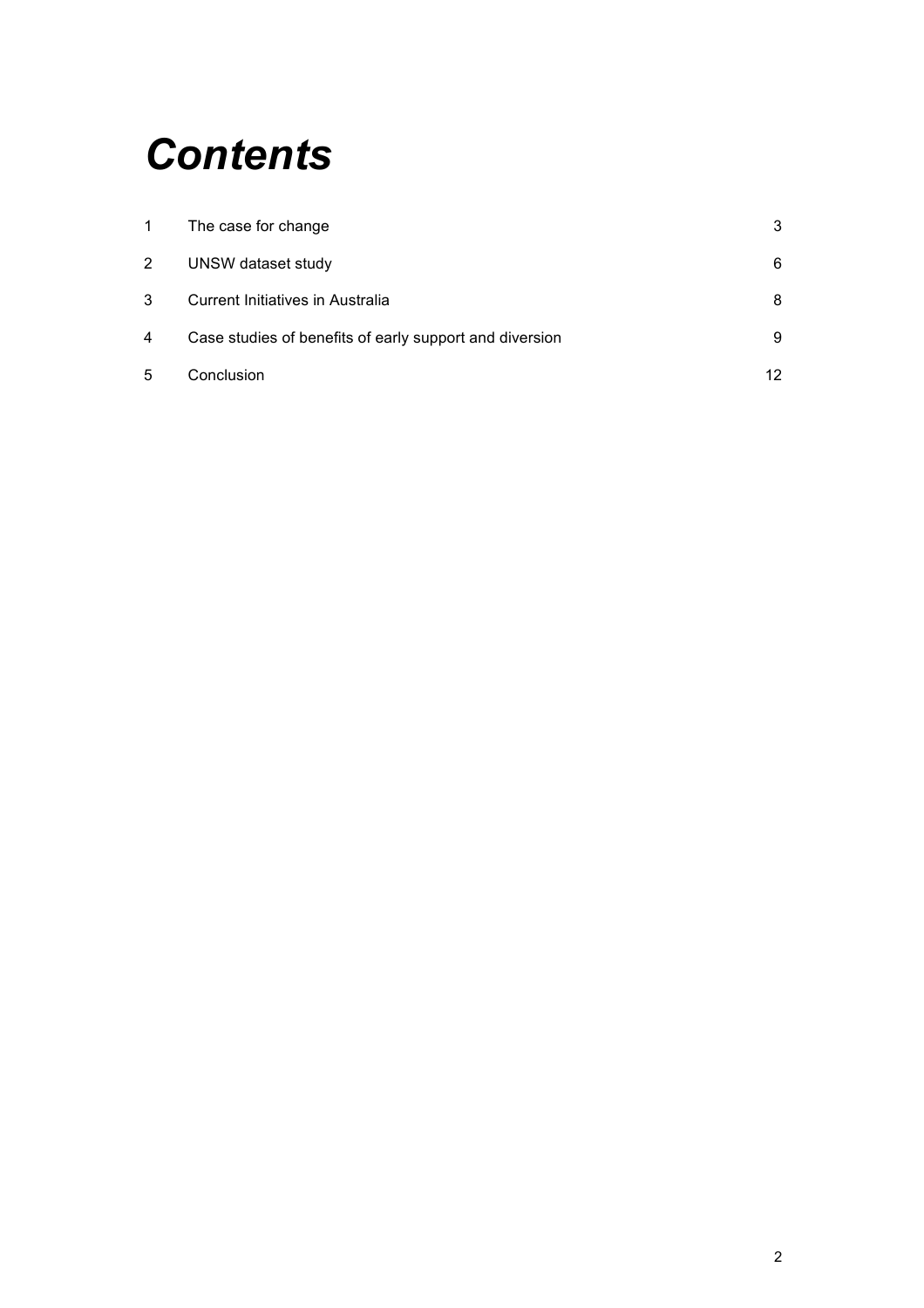# *Contents*

| | | |
|---|---|---|
| 1 | The case for change | 3 |
| 2 | UNSW dataset study | 6 |
| 3 | Current Initiatives in Australia | 8 |
| 4 | Case studies of benefits of early support and diversion | 9 |
| 5 | Conclusion | 12 |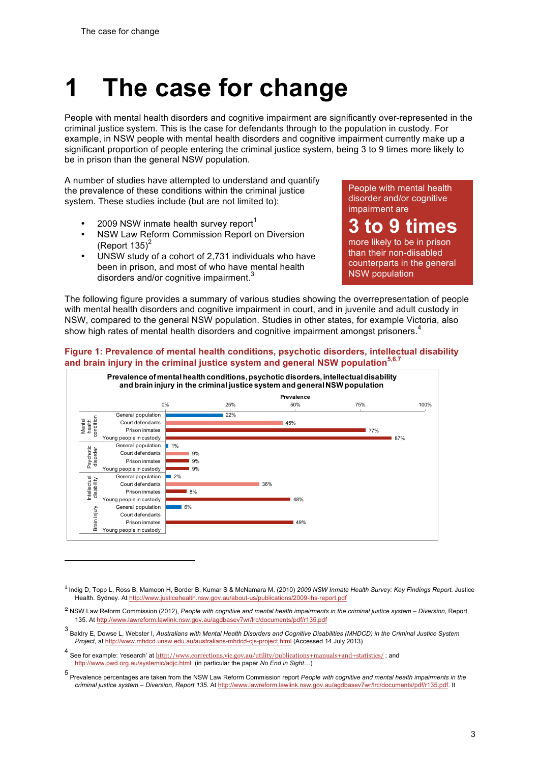# 1 The case for change

People with mental health disorders and cognitive impairment are significantly over-represented in the criminal justice system. This is the case for defendants through to the population in custody. For example, in NSW people with mental health disorders and cognitive impairment currently make up a significant proportion of people entering the criminal justice system, being 3 to 9 times more likely to be in prison than the general NSW population.

A number of studies have attempted to understand and quantify the prevalence of these conditions within the criminal justice system. These studies include (but are not limited to):

- 2009 NSW inmate health survey report[1]
- NSW Law Reform Commission Report on Diversion (Report 135)[2]
- UNSW study of a cohort of 2,731 individuals who have been in prison, and most of who have mental health disorders and/or cognitive impairment.[3]

> People with mental health disorder and/or cognitive impairment are
> **3 to 9 times**
> more likely to be in prison than their non-diisabled counterparts in the general NSW population

The following figure provides a summary of various studies showing the overrepresentation of people with mental health disorders and cognitive impairment in court, and in juvenile and adult custody in NSW, compared to the general NSW population. Studies in other states, for example Victoria, also show high rates of mental health disorders and cognitive impairment amongst prisoners.[4]

**Figure 1: Prevalence of mental health conditions, psychotic disorders, intellectual disability and brain injury in the criminal justice system and general NSW population[5,6,7]**

Prevalence of mental health conditions, psychotic disorders, intellectual disability and brain injury in the criminal justice system and general NSW population

| Condition | Group | Prevalence |
| --- | --- | --- |
| Mental health condition | General population | 22% |
| | Court defendants | 45% |
| | Prison inmates | 77% |
| | Young people in custody | 87% |
| Psychotic disorder | General population | 1% |
| | Court defendants | 9% |
| | Prison inmates | 9% |
| | Young people in custody | 9% |
| Intellectual disability | General population | 2% |
| | Court defendants | 36% |
| | Prison inmates | 8% |
| | Young people in custody | 48% |
| Brain injury | General population | 6% |
| | Court defendants | |
| | Prison inmates | 49% |
| | Young people in custody | |

---

[1] Indig D, Topp L, Ross B, Mamoon H, Border B, Kumar S & McNamara M. (2010) *2009 NSW Inmate Health Survey: Key Findings Report*. Justice Health. Sydney. At http://www.justicehealth.nsw.gov.au/about-us/publications/2009-ihs-report.pdf

[2] NSW Law Reform Commission (2012), *People with cognitive and mental health impairments in the criminal justice system – Diversion*, Report 135. At http://www.lawreform.lawlink.nsw.gov.au/agdbasev7wr/lrc/documents/pdf/r135.pdf

[3] Baldry E, Dowse L, Webster I, *Australians with Mental Health Disorders and Cognitive Disabilities (MHDCD) in the Criminal Justice System Project*, at http://www.mhdcd.unsw.edu.au/australians-mhdcd-cjs-project.html (Accessed 14 July 2013)

[4] See for example: 'research' at http://www.corrections.vic.gov.au/utility/publications+manuals+and+statistics/ ; and http://www.pwd.org.au/systemic/adjc.html (in particular the paper *No End in Sight…*)

[5] Prevalence percentages are taken from the NSW Law Reform Commission report *People with cognitive and mental health impairments in the criminal justice system – Diversion, Report 135*. At http://www.lawreform.lawlink.nsw.gov.au/agdbasev7wr/lrc/documents/pdf/r135.pdf. It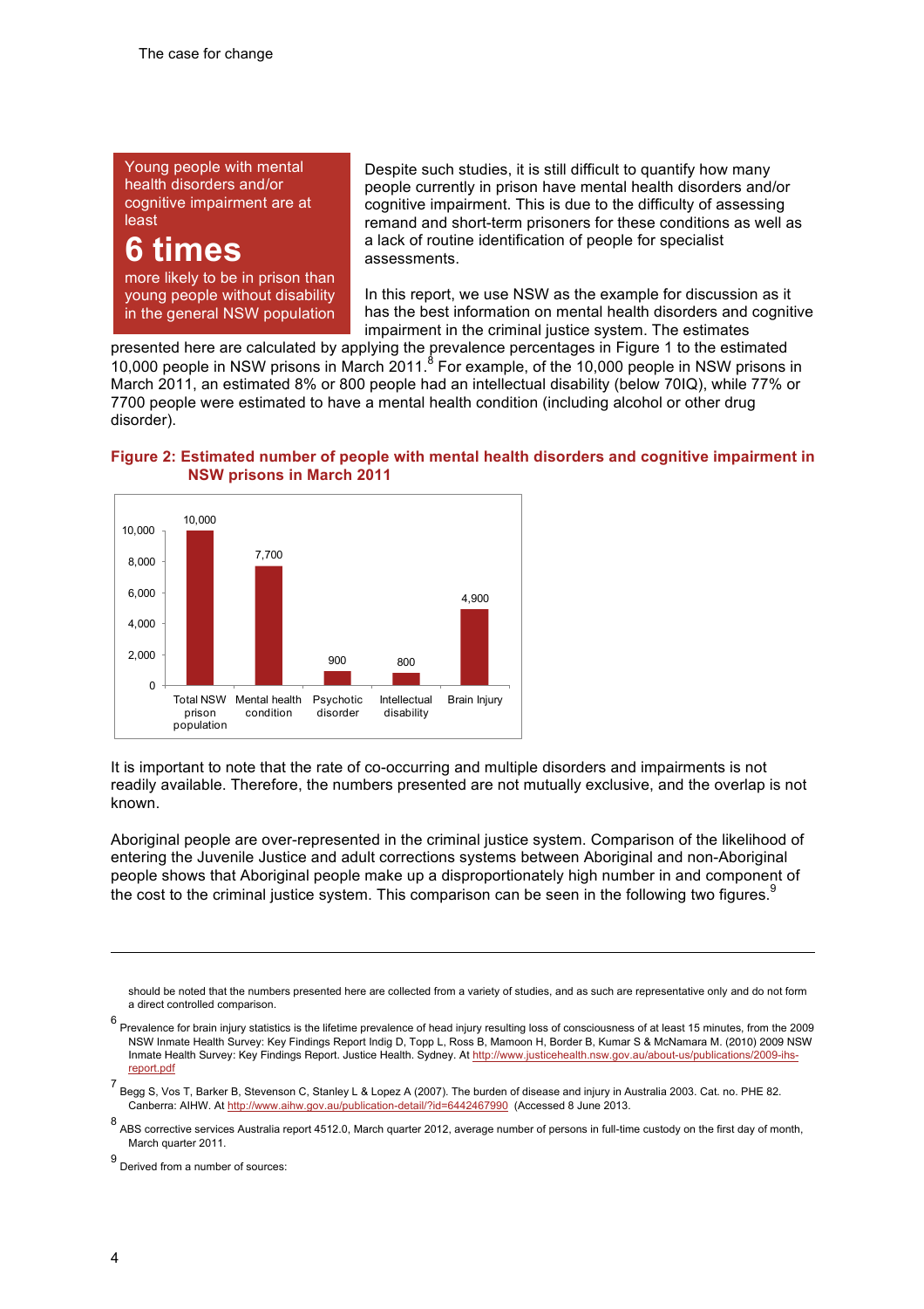> Young people with mental health disorders and/or cognitive impairment are at least
>
> **6 times**
>
> more likely to be in prison than young people without disability in the general NSW population

Despite such studies, it is still difficult to quantify how many people currently in prison have mental health disorders and/or cognitive impairment. This is due to the difficulty of assessing remand and short-term prisoners for these conditions as well as a lack of routine identification of people for specialist assessments.

In this report, we use NSW as the example for discussion as it has the best information on mental health disorders and cognitive impairment in the criminal justice system. The estimates presented here are calculated by applying the prevalence percentages in Figure 1 to the estimated 10,000 people in NSW prisons in March 2011.[8] For example, of the 10,000 people in NSW prisons in March 2011, an estimated 8% or 800 people had an intellectual disability (below 70IQ), while 77% or 7700 people were estimated to have a mental health condition (including alcohol or other drug disorder).

**Figure 2: Estimated number of people with mental health disorders and cognitive impairment in NSW prisons in March 2011**

| Category | Number |
|---|---|
| Total NSW prison population | 10,000 |
| Mental health condition | 7,700 |
| Psychotic disorder | 900 |
| Intellectual disability | 800 |
| Brain Injury | 4,900 |

It is important to note that the rate of co-occurring and multiple disorders and impairments is not readily available. Therefore, the numbers presented are not mutually exclusive, and the overlap is not known.

Aboriginal people are over-represented in the criminal justice system. Comparison of the likelihood of entering the Juvenile Justice and adult corrections systems between Aboriginal and non-Aboriginal people shows that Aboriginal people make up a disproportionately high number in and component of the cost to the criminal justice system. This comparison can be seen in the following two figures.[9]

---

should be noted that the numbers presented here are collected from a variety of studies, and as such are representative only and do not form a direct controlled comparison.

[6] Prevalence for brain injury statistics is the lifetime prevalence of head injury resulting loss of consciousness of at least 15 minutes, from the 2009 NSW Inmate Health Survey: Key Findings Report Indig D, Topp L, Ross B, Mamoon H, Border B, Kumar S & McNamara M. (2010) 2009 NSW Inmate Health Survey: Key Findings Report. Justice Health. Sydney. At http://www.justicehealth.nsw.gov.au/about-us/publications/2009-ihs-report.pdf

[7] Begg S, Vos T, Barker B, Stevenson C, Stanley L & Lopez A (2007). The burden of disease and injury in Australia 2003. Cat. no. PHE 82. Canberra: AIHW. At http://www.aihw.gov.au/publication-detail/?id=6442467990 (Accessed 8 June 2013.

[8] ABS corrective services Australia report 4512.0, March quarter 2012, average number of persons in full-time custody on the first day of month, March quarter 2011.

[9] Derived from a number of sources: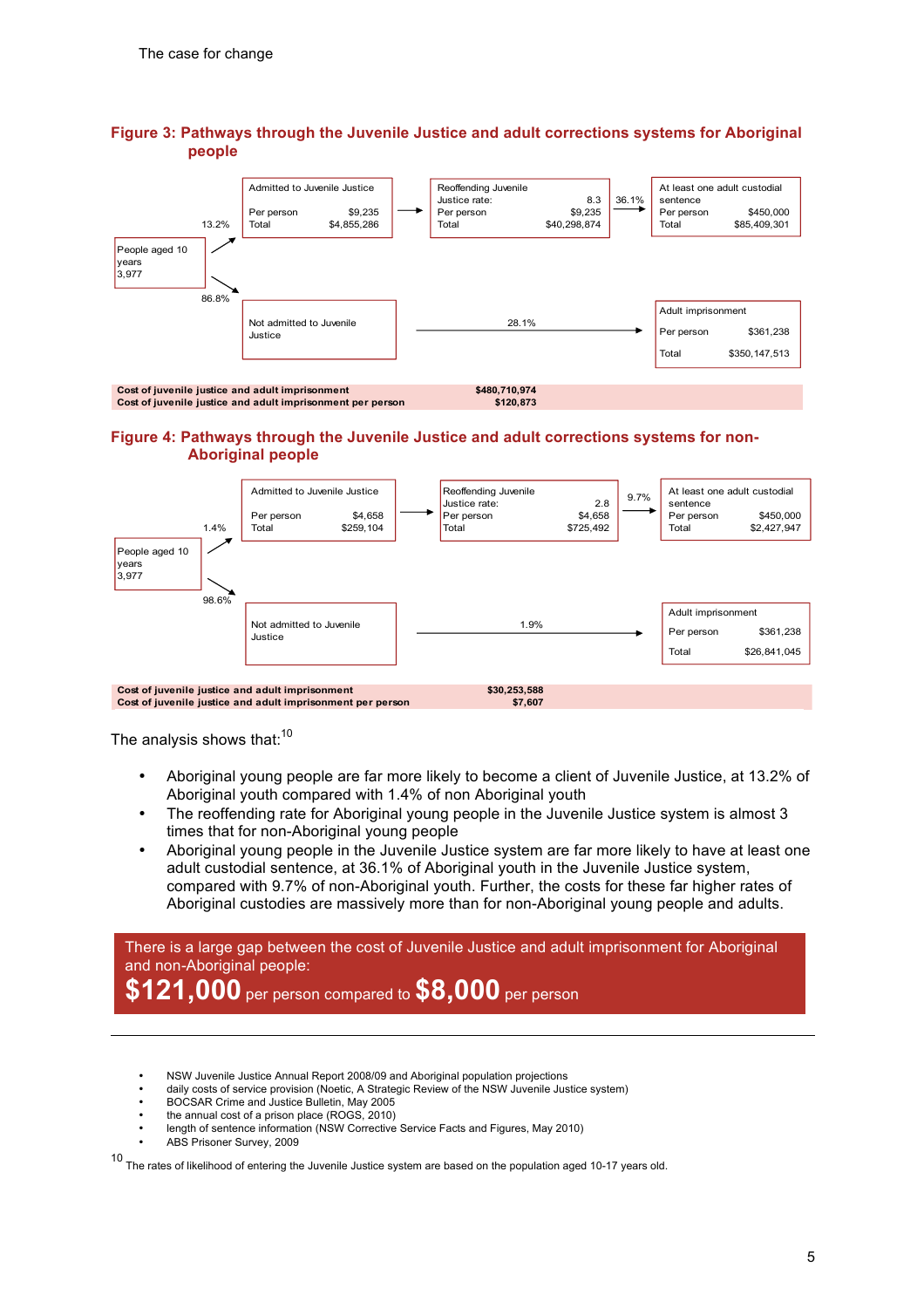## Figure 3: Pathways through the Juvenile Justice and adult corrections systems for Aboriginal people

People aged 10 years
3,977

13.2% →

**Admitted to Juvenile Justice**
Per person $9,235
Total $4,855,286

→

**Reoffending Juvenile Justice rate:** 8.3
Per person $9,235
Total $40,298,874

36.1% →

**At least one adult custodial sentence**
Per person $450,000
Total $85,409,301

86.8% →

**Not admitted to Juvenile Justice**

28.1% →

**Adult imprisonment**
Per person $361,238
Total $350,147,513

| | |
|---|---|
| **Cost of juvenile justice and adult imprisonment** | **$480,710,974** |
| **Cost of juvenile justice and adult imprisonment per person** | **$120,873** |

## Figure 4: Pathways through the Juvenile Justice and adult corrections systems for non-Aboriginal people

People aged 10 years
3,977

1.4% →

**Admitted to Juvenile Justice**
Per person $4,658
Total $259,104

→

**Reoffending Juvenile Justice rate:** 2.8
Per person $4,658
Total $725,492

9.7% →

**At least one adult custodial sentence**
Per person $450,000
Total $2,427,947

98.6% →

**Not admitted to Juvenile Justice**

1.9% →

**Adult imprisonment**
Per person $361,238
Total $26,841,045

| | |
|---|---|
| **Cost of juvenile justice and adult imprisonment** | **$30,253,588** |
| **Cost of juvenile justice and adult imprisonment per person** | **$7,607** |

The analysis shows that:[10]

- Aboriginal young people are far more likely to become a client of Juvenile Justice, at 13.2% of Aboriginal youth compared with 1.4% of non Aboriginal youth
- The reoffending rate for Aboriginal young people in the Juvenile Justice system is almost 3 times that for non-Aboriginal young people
- Aboriginal young people in the Juvenile Justice system are far more likely to have at least one adult custodial sentence, at 36.1% of Aboriginal youth in the Juvenile Justice system, compared with 9.7% of non-Aboriginal youth. Further, the costs for these far higher rates of Aboriginal custodies are massively more than for non-Aboriginal young people and adults.

> There is a large gap between the cost of Juvenile Justice and adult imprisonment for Aboriginal and non-Aboriginal people:
> **$121,000** per person compared to **$8,000** per person

---

- NSW Juvenile Justice Annual Report 2008/09 and Aboriginal population projections
- daily costs of service provision (Noetic, A Strategic Review of the NSW Juvenile Justice system)
- BOCSAR Crime and Justice Bulletin, May 2005
- the annual cost of a prison place (ROGS, 2010)
- length of sentence information (NSW Corrective Service Facts and Figures, May 2010)
- ABS Prisoner Survey, 2009

[10] The rates of likelihood of entering the Juvenile Justice system are based on the population aged 10-17 years old.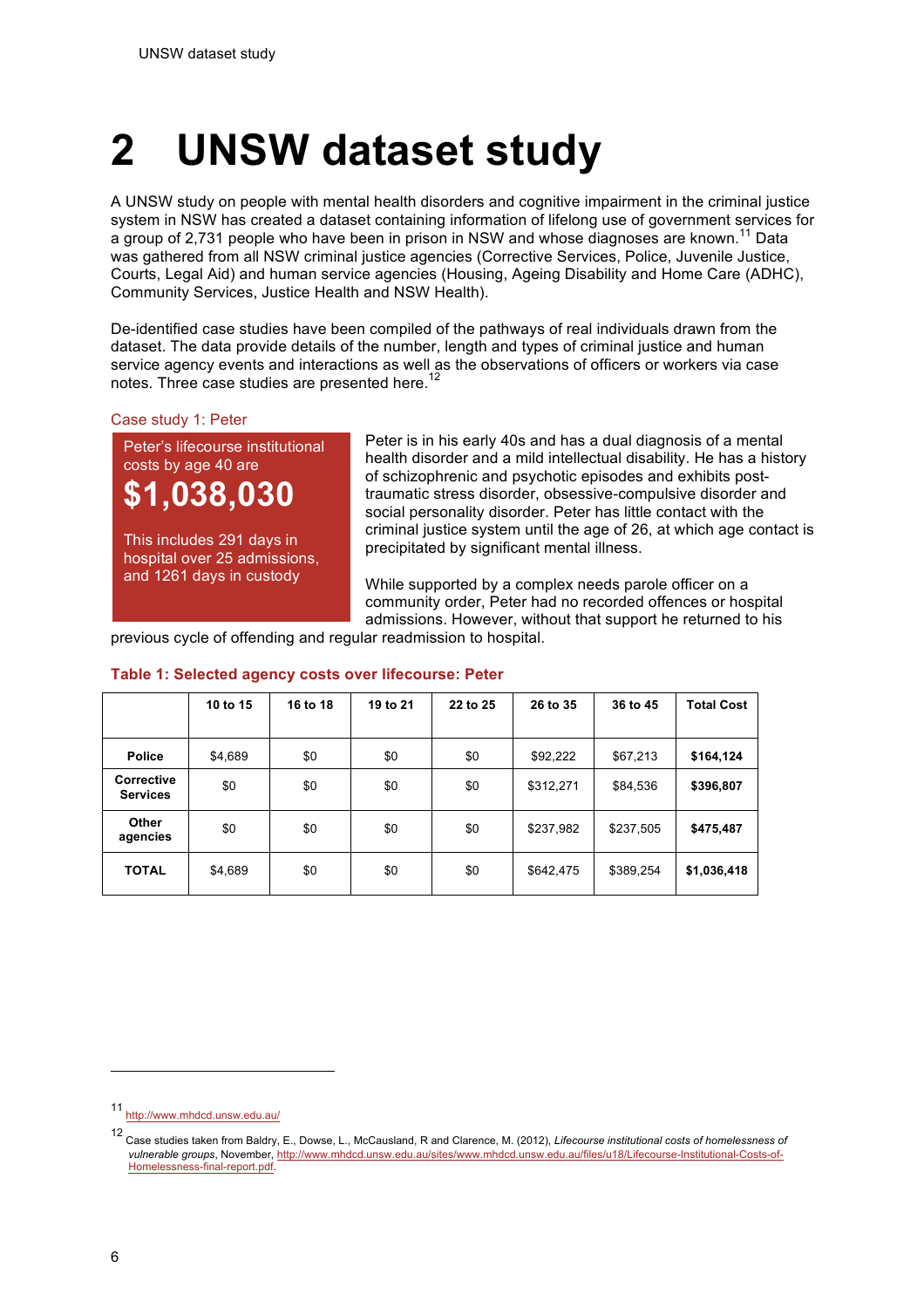# 2 UNSW dataset study

A UNSW study on people with mental health disorders and cognitive impairment in the criminal justice system in NSW has created a dataset containing information of lifelong use of government services for a group of 2,731 people who have been in prison in NSW and whose diagnoses are known.[11] Data was gathered from all NSW criminal justice agencies (Corrective Services, Police, Juvenile Justice, Courts, Legal Aid) and human service agencies (Housing, Ageing Disability and Home Care (ADHC), Community Services, Justice Health and NSW Health).

De-identified case studies have been compiled of the pathways of real individuals drawn from the dataset. The data provide details of the number, length and types of criminal justice and human service agency events and interactions as well as the observations of officers or workers via case notes. Three case studies are presented here.[12]

### Case study 1: Peter

Peter's lifecourse institutional costs by age 40 are

**$1,038,030**

This includes 291 days in hospital over 25 admissions, and 1261 days in custody

Peter is in his early 40s and has a dual diagnosis of a mental health disorder and a mild intellectual disability. He has a history of schizophrenic and psychotic episodes and exhibits post-traumatic stress disorder, obsessive-compulsive disorder and social personality disorder. Peter has little contact with the criminal justice system until the age of 26, at which age contact is precipitated by significant mental illness.

While supported by a complex needs parole officer on a community order, Peter had no recorded offences or hospital admissions. However, without that support he returned to his previous cycle of offending and regular readmission to hospital.

**Table 1: Selected agency costs over lifecourse: Peter**

| | 10 to 15 | 16 to 18 | 19 to 21 | 22 to 25 | 26 to 35 | 36 to 45 | Total Cost |
|---|---|---|---|---|---|---|---|
| **Police** | $4,689 | $0 | $0 | $0 | $92,222 | $67,213 | **$164,124** |
| **Corrective Services** | $0 | $0 | $0 | $0 | $312,271 | $84,536 | **$396,807** |
| **Other agencies** | $0 | $0 | $0 | $0 | $237,982 | $237,505 | **$475,487** |
| **TOTAL** | $4,689 | $0 | $0 | $0 | $642,475 | $389,254 | **$1,036,418** |

---

[11] http://www.mhdcd.unsw.edu.au/

[12] Case studies taken from Baldry, E., Dowse, L., McCausland, R and Clarence, M. (2012), *Lifecourse institutional costs of homelessness of vulnerable groups*, November, http://www.mhdcd.unsw.edu.au/sites/www.mhdcd.unsw.edu.au/files/u18/Lifecourse-Institutional-Costs-of-Homelessness-final-report.pdf.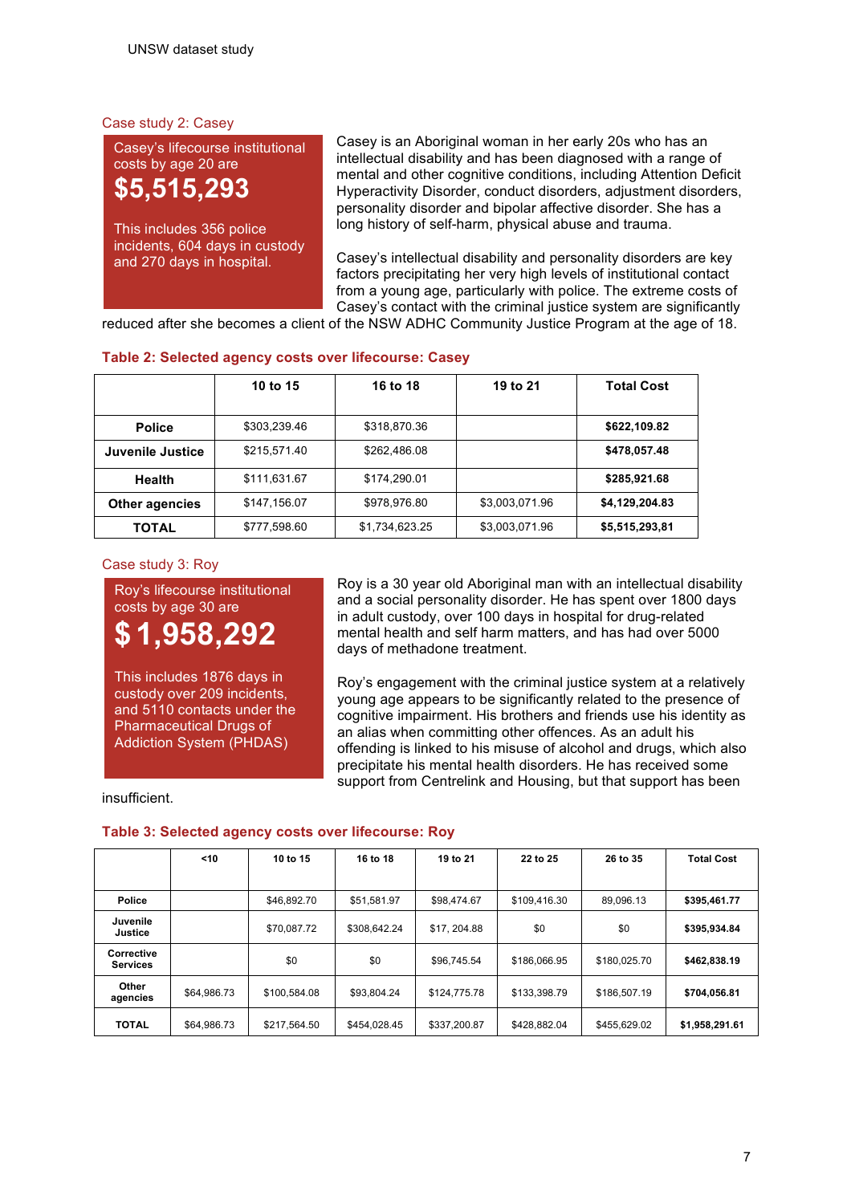## Case study 2: Casey

Casey's lifecourse institutional costs by age 20 are

**$5,515,293**

This includes 356 police incidents, 604 days in custody and 270 days in hospital.

Casey is an Aboriginal woman in her early 20s who has an intellectual disability and has been diagnosed with a range of mental and other cognitive conditions, including Attention Deficit Hyperactivity Disorder, conduct disorders, adjustment disorders, personality disorder and bipolar affective disorder. She has a long history of self-harm, physical abuse and trauma.

Casey's intellectual disability and personality disorders are key factors precipitating her very high levels of institutional contact from a young age, particularly with police. The extreme costs of Casey's contact with the criminal justice system are significantly reduced after she becomes a client of the NSW ADHC Community Justice Program at the age of 18.

**Table 2: Selected agency costs over lifecourse: Casey**

| | 10 to 15 | 16 to 18 | 19 to 21 | Total Cost |
|---|---|---|---|---|
| **Police** | $303,239.46 | $318,870.36 | | **$622,109.82** |
| **Juvenile Justice** | $215,571.40 | $262,486.08 | | **$478,057.48** |
| **Health** | $111,631.67 | $174,290.01 | | **$285,921.68** |
| **Other agencies** | $147,156.07 | $978,976.80 | $3,003,071.96 | **$4,129,204.83** |
| **TOTAL** | $777,598.60 | $1,734,623.25 | $3,003,071.96 | **$5,515,293,81** |

## Case study 3: Roy

Roy's lifecourse institutional costs by age 30 are

**$ 1,958,292**

This includes 1876 days in custody over 209 incidents, and 5110 contacts under the Pharmaceutical Drugs of Addiction System (PHDAS)

Roy is a 30 year old Aboriginal man with an intellectual disability and a social personality disorder. He has spent over 1800 days in adult custody, over 100 days in hospital for drug-related mental health and self harm matters, and has had over 5000 days of methadone treatment.

Roy's engagement with the criminal justice system at a relatively young age appears to be significantly related to the presence of cognitive impairment. His brothers and friends use his identity as an alias when committing other offences. As an adult his offending is linked to his misuse of alcohol and drugs, which also precipitate his mental health disorders. He has received some support from Centrelink and Housing, but that support has been insufficient.

**Table 3: Selected agency costs over lifecourse: Roy**

| | <10 | 10 to 15 | 16 to 18 | 19 to 21 | 22 to 25 | 26 to 35 | Total Cost |
|---|---|---|---|---|---|---|---|
| **Police** | | $46,892.70 | $51,581.97 | $98,474.67 | $109,416.30 | 89,096.13 | **$395,461.77** |
| **Juvenile Justice** | | $70,087.72 | $308,642.24 | $17, 204.88 | $0 | $0 | **$395,934.84** |
| **Corrective Services** | | $0 | $0 | $96,745.54 | $186,066.95 | $180,025.70 | **$462,838.19** |
| **Other agencies** | $64,986.73 | $100,584.08 | $93,804.24 | $124,775.78 | $133,398.79 | $186,507.19 | **$704,056.81** |
| **TOTAL** | $64,986.73 | $217,564.50 | $454,028.45 | $337,200.87 | $428,882.04 | $455,629.02 | **$1,958,291.61** |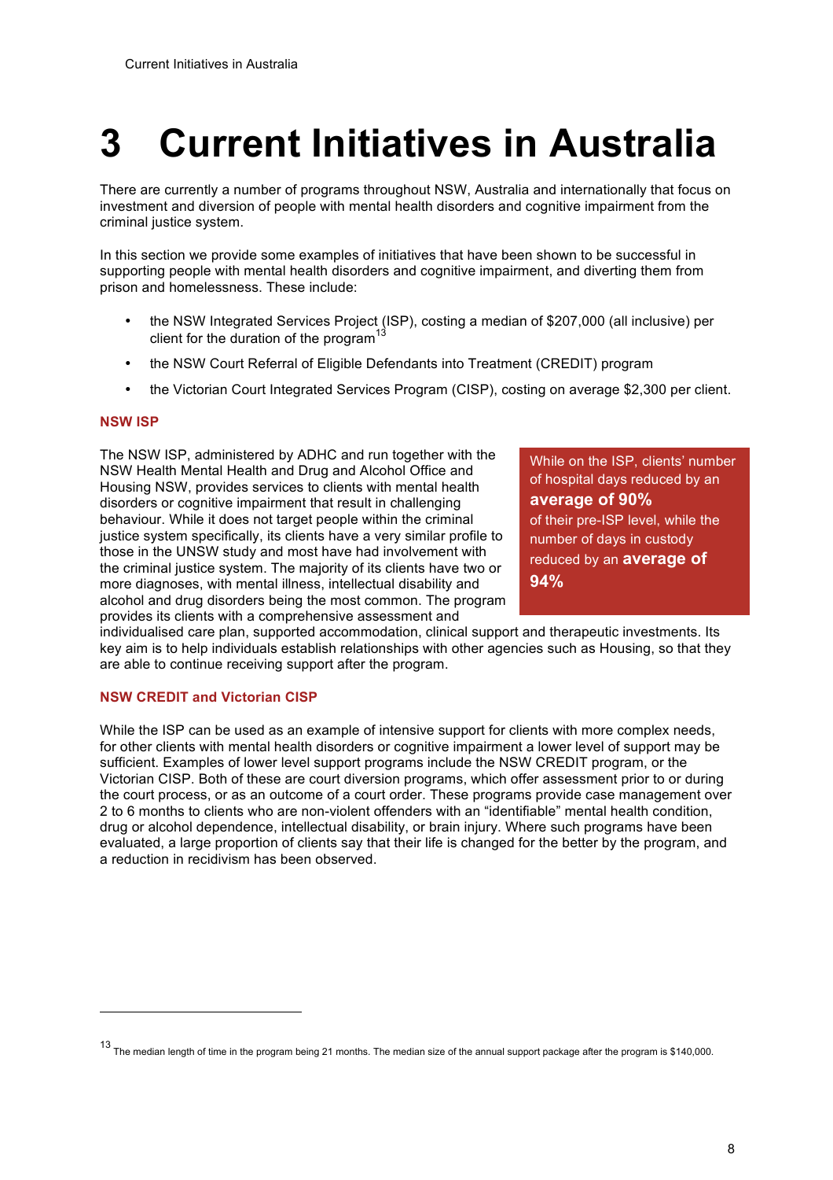# 3 Current Initiatives in Australia

There are currently a number of programs throughout NSW, Australia and internationally that focus on investment and diversion of people with mental health disorders and cognitive impairment from the criminal justice system.

In this section we provide some examples of initiatives that have been shown to be successful in supporting people with mental health disorders and cognitive impairment, and diverting them from prison and homelessness. These include:

- the NSW Integrated Services Project (ISP), costing a median of $207,000 (all inclusive) per client for the duration of the program[13]
- the NSW Court Referral of Eligible Defendants into Treatment (CREDIT) program
- the Victorian Court Integrated Services Program (CISP), costing on average $2,300 per client.

### NSW ISP

The NSW ISP, administered by ADHC and run together with the NSW Health Mental Health and Drug and Alcohol Office and Housing NSW, provides services to clients with mental health disorders or cognitive impairment that result in challenging behaviour. While it does not target people within the criminal justice system specifically, its clients have a very similar profile to those in the UNSW study and most have had involvement with the criminal justice system. The majority of its clients have two or more diagnoses, with mental illness, intellectual disability and alcohol and drug disorders being the most common. The program provides its clients with a comprehensive assessment and individualised care plan, supported accommodation, clinical support and therapeutic investments. Its key aim is to help individuals establish relationships with other agencies such as Housing, so that they are able to continue receiving support after the program.

> While on the ISP, clients' number of hospital days reduced by an **average of 90%** of their pre-ISP level, while the number of days in custody reduced by an **average of 94%**

### NSW CREDIT and Victorian CISP

While the ISP can be used as an example of intensive support for clients with more complex needs, for other clients with mental health disorders or cognitive impairment a lower level of support may be sufficient. Examples of lower level support programs include the NSW CREDIT program, or the Victorian CISP. Both of these are court diversion programs, which offer assessment prior to or during the court process, or as an outcome of a court order. These programs provide case management over 2 to 6 months to clients who are non-violent offenders with an "identifiable" mental health condition, drug or alcohol dependence, intellectual disability, or brain injury. Where such programs have been evaluated, a large proportion of clients say that their life is changed for the better by the program, and a reduction in recidivism has been observed.

---

[13] The median length of time in the program being 21 months. The median size of the annual support package after the program is $140,000.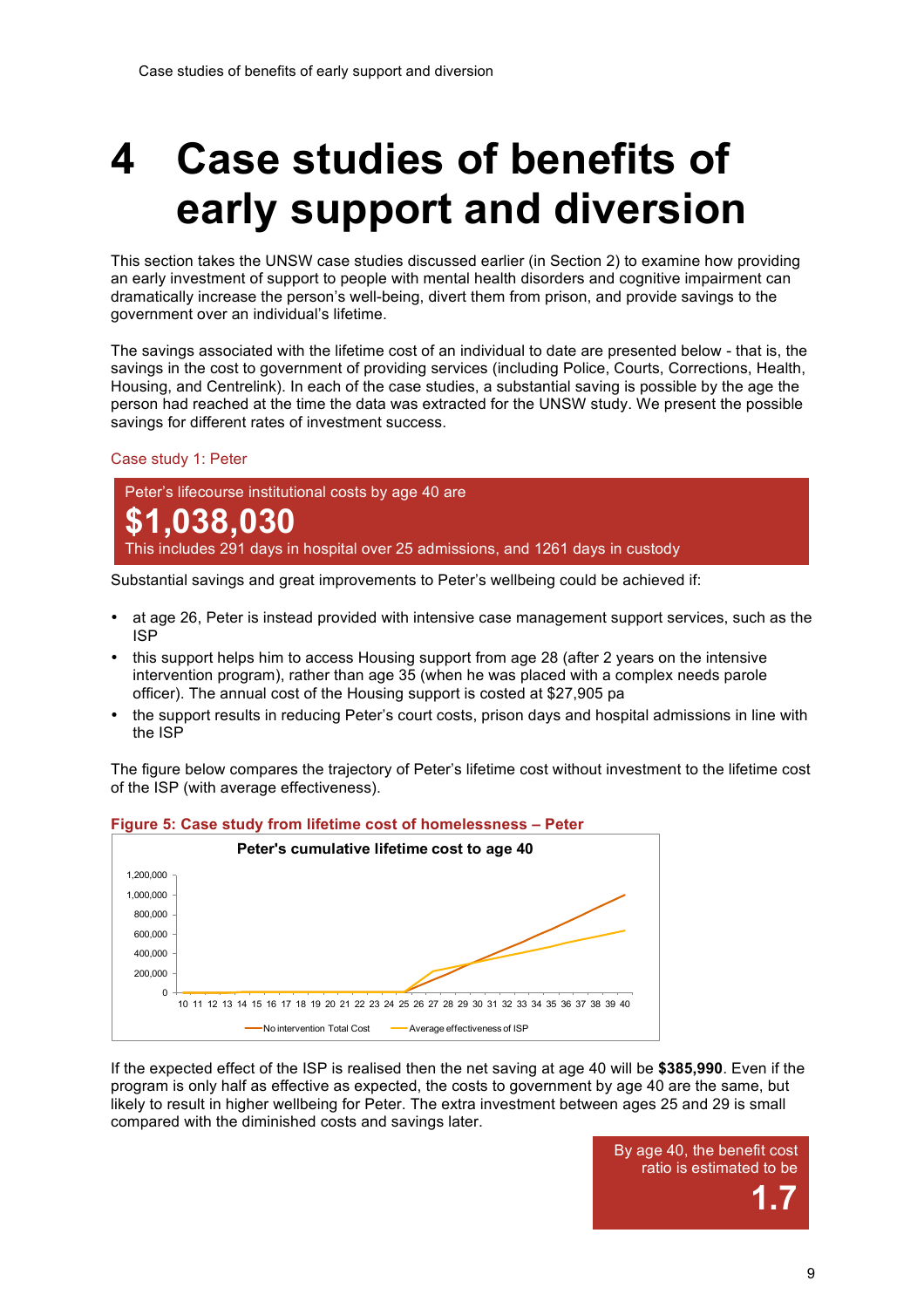# 4 Case studies of benefits of early support and diversion

This section takes the UNSW case studies discussed earlier (in Section 2) to examine how providing an early investment of support to people with mental health disorders and cognitive impairment can dramatically increase the person's well-being, divert them from prison, and provide savings to the government over an individual's lifetime.

The savings associated with the lifetime cost of an individual to date are presented below - that is, the savings in the cost to government of providing services (including Police, Courts, Corrections, Health, Housing, and Centrelink). In each of the case studies, a substantial saving is possible by the age the person had reached at the time the data was extracted for the UNSW study. We present the possible savings for different rates of investment success.

### Case study 1: Peter

Peter's lifecourse institutional costs by age 40 are

**$1,038,030**

This includes 291 days in hospital over 25 admissions, and 1261 days in custody

Substantial savings and great improvements to Peter's wellbeing could be achieved if:

- at age 26, Peter is instead provided with intensive case management support services, such as the ISP
- this support helps him to access Housing support from age 28 (after 2 years on the intensive intervention program), rather than age 35 (when he was placed with a complex needs parole officer). The annual cost of the Housing support is costed at $27,905 pa
- the support results in reducing Peter's court costs, prison days and hospital admissions in line with the ISP

The figure below compares the trajectory of Peter's lifetime cost without investment to the lifetime cost of the ISP (with average effectiveness).

**Figure 5: Case study from lifetime cost of homelessness – Peter**

Peter's cumulative lifetime cost to age 40

If the expected effect of the ISP is realised then the net saving at age 40 will be **$385,990**. Even if the program is only half as effective as expected, the costs to government by age 40 are the same, but likely to result in higher wellbeing for Peter. The extra investment between ages 25 and 29 is small compared with the diminished costs and savings later.

By age 40, the benefit cost ratio is estimated to be

**1.7**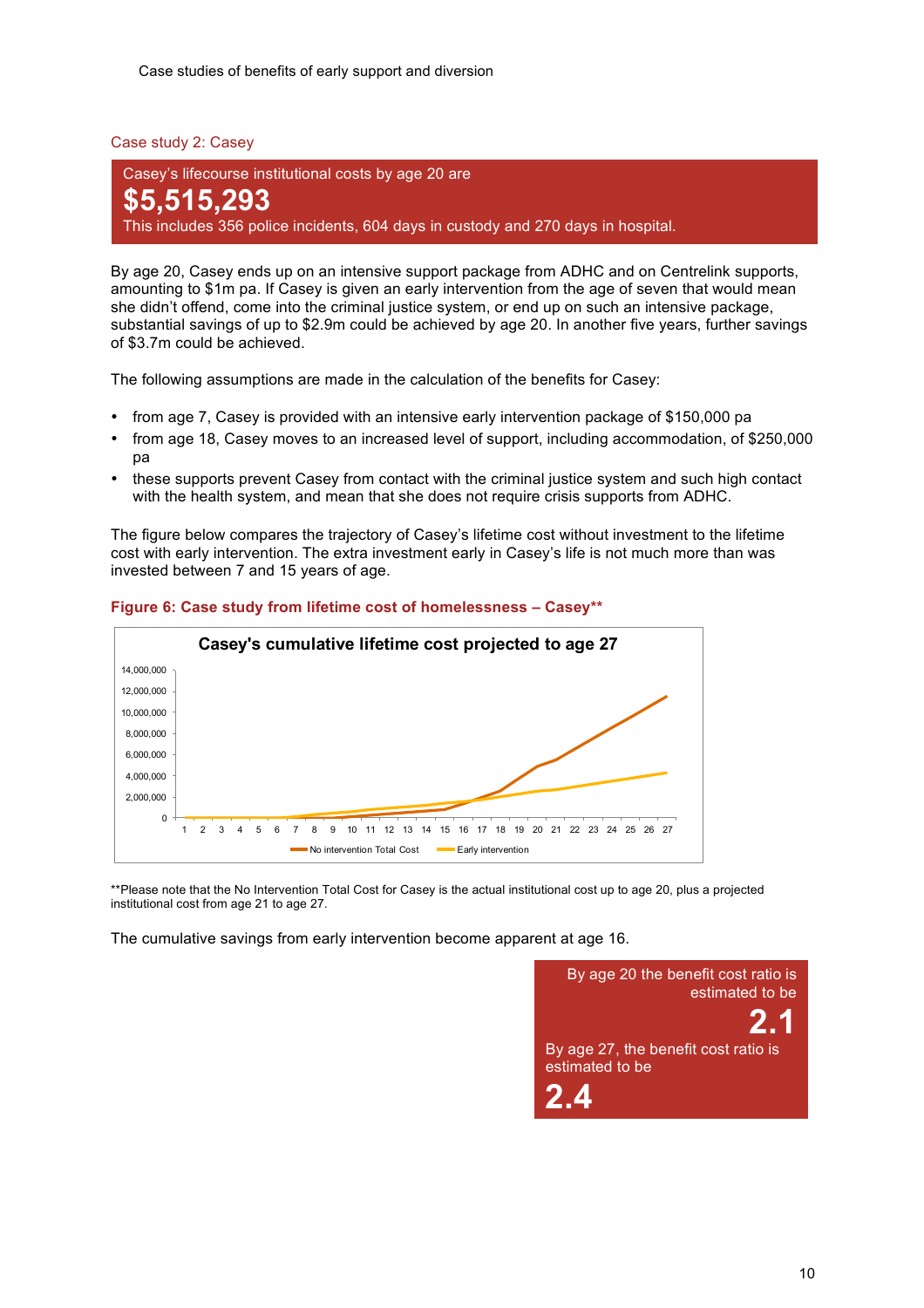## Case study 2: Casey

Casey's lifecourse institutional costs by age 20 are

**$5,515,293**

This includes 356 police incidents, 604 days in custody and 270 days in hospital.

By age 20, Casey ends up on an intensive support package from ADHC and on Centrelink supports, amounting to $1m pa. If Casey is given an early intervention from the age of seven that would mean she didn't offend, come into the criminal justice system, or end up on such an intensive package, substantial savings of up to $2.9m could be achieved by age 20. In another five years, further savings of $3.7m could be achieved.

The following assumptions are made in the calculation of the benefits for Casey:

- from age 7, Casey is provided with an intensive early intervention package of $150,000 pa
- from age 18, Casey moves to an increased level of support, including accommodation, of $250,000 pa
- these supports prevent Casey from contact with the criminal justice system and such high contact with the health system, and mean that she does not require crisis supports from ADHC.

The figure below compares the trajectory of Casey's lifetime cost without investment to the lifetime cost with early intervention. The extra investment early in Casey's life is not much more than was invested between 7 and 15 years of age.

**Figure 6: Case study from lifetime cost of homelessness – Casey****

**Casey's cumulative lifetime cost projected to age 27**

[Line chart: y-axis 0 to 14,000,000; x-axis ages 1–27; series: No intervention Total Cost, Early intervention]

**Please note that the No Intervention Total Cost for Casey is the actual institutional cost up to age 20, plus a projected institutional cost from age 21 to age 27.

The cumulative savings from early intervention become apparent at age 16.

By age 20 the benefit cost ratio is estimated to be

**2.1**

By age 27, the benefit cost ratio is estimated to be

**2.4**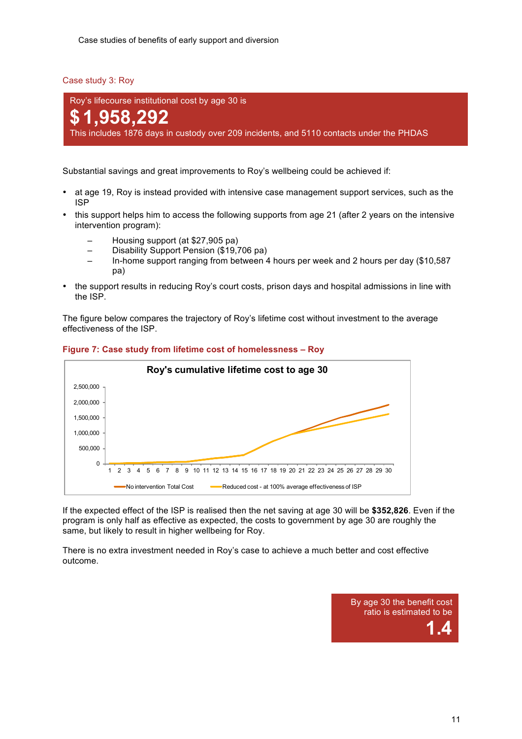## Case study 3: Roy

Roy's lifecourse institutional cost by age 30 is

**$ 1,958,292**

This includes 1876 days in custody over 209 incidents, and 5110 contacts under the PHDAS

Substantial savings and great improvements to Roy's wellbeing could be achieved if:

- at age 19, Roy is instead provided with intensive case management support services, such as the ISP
- this support helps him to access the following supports from age 21 (after 2 years on the intensive intervention program):
  - Housing support (at $27,905 pa)
  - Disability Support Pension ($19,706 pa)
  - In-home support ranging from between 4 hours per week and 2 hours per day ($10,587 pa)
- the support results in reducing Roy's court costs, prison days and hospital admissions in line with the ISP.

The figure below compares the trajectory of Roy's lifetime cost without investment to the average effectiveness of the ISP.

**Figure 7: Case study from lifetime cost of homelessness – Roy**

Roy's cumulative lifetime cost to age 30

(Chart: y-axis 0 to 2,500,000; x-axis ages 1–30; series: No intervention Total Cost; Reduced cost - at 100% average effectiveness of ISP)

If the expected effect of the ISP is realised then the net saving at age 30 will be **$352,826**. Even if the program is only half as effective as expected, the costs to government by age 30 are roughly the same, but likely to result in higher wellbeing for Roy.

There is no extra investment needed in Roy's case to achieve a much better and cost effective outcome.

By age 30 the benefit cost ratio is estimated to be

**1.4**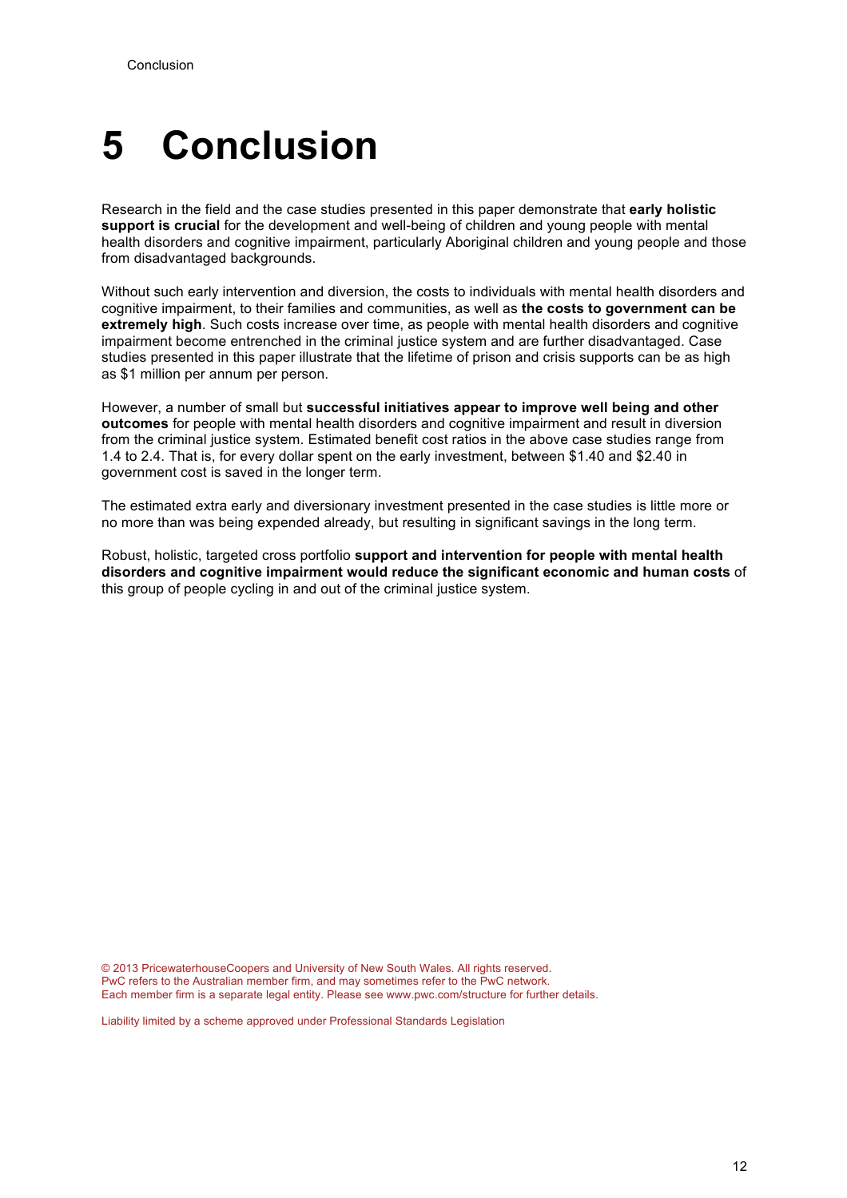# 5 Conclusion

Research in the field and the case studies presented in this paper demonstrate that **early holistic support is crucial** for the development and well-being of children and young people with mental health disorders and cognitive impairment, particularly Aboriginal children and young people and those from disadvantaged backgrounds.

Without such early intervention and diversion, the costs to individuals with mental health disorders and cognitive impairment, to their families and communities, as well as **the costs to government can be extremely high**. Such costs increase over time, as people with mental health disorders and cognitive impairment become entrenched in the criminal justice system and are further disadvantaged. Case studies presented in this paper illustrate that the lifetime of prison and crisis supports can be as high as $1 million per annum per person.

However, a number of small but **successful initiatives appear to improve well being and other outcomes** for people with mental health disorders and cognitive impairment and result in diversion from the criminal justice system. Estimated benefit cost ratios in the above case studies range from 1.4 to 2.4. That is, for every dollar spent on the early investment, between $1.40 and $2.40 in government cost is saved in the longer term.

The estimated extra early and diversionary investment presented in the case studies is little more or no more than was being expended already, but resulting in significant savings in the long term.

Robust, holistic, targeted cross portfolio **support and intervention for people with mental health disorders and cognitive impairment would reduce the significant economic and human costs** of this group of people cycling in and out of the criminal justice system.

© 2013 PricewaterhouseCoopers and University of New South Wales. All rights reserved.
PwC refers to the Australian member firm, and may sometimes refer to the PwC network.
Each member firm is a separate legal entity. Please see www.pwc.com/structure for further details.

Liability limited by a scheme approved under Professional Standards Legislation